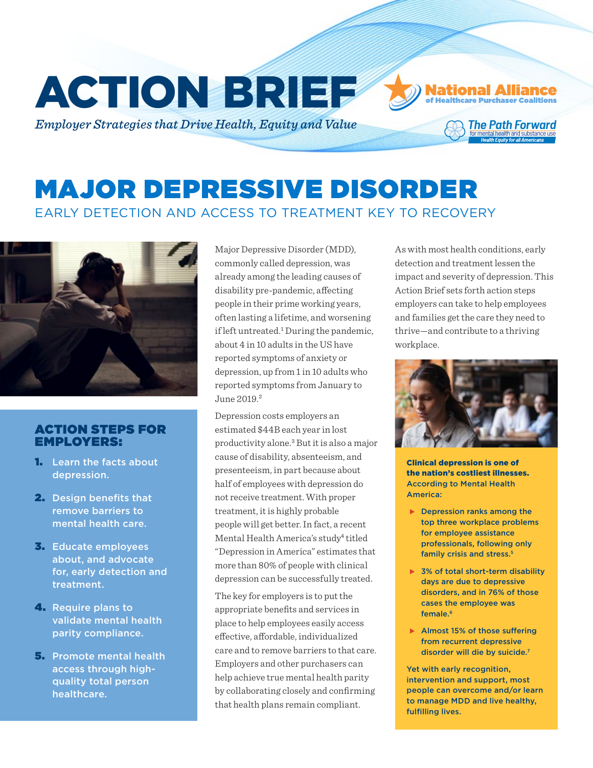# ACTION BRIEF

*Employer Strategies that Drive Health, Equity and Value*

National Alliance of Healthcare Purchaser Coalitions

The Path Forward for mental health and substance use — Health Equity for all Americans

# MAJOR DEPRESSIVE DISORDER

## EARLY DETECTION AND ACCESS TO TREATMENT KEY TO RECOVERY

### ACTION STEPS FOR EMPLOYERS:

1. Learn the facts about depression.
2. Design benefits that remove barriers to mental health care.
3. Educate employees about, and advocate for, early detection and treatment.
4. Require plans to validate mental health parity compliance.
5. Promote mental health access through high-quality total person healthcare.

Major Depressive Disorder (MDD), commonly called depression, was already among the leading causes of disability pre-pandemic, affecting people in their prime working years, often lasting a lifetime, and worsening if left untreated.[1] During the pandemic, about 4 in 10 adults in the US have reported symptoms of anxiety or depression, up from 1 in 10 adults who reported symptoms from January to June 2019.[2]

Depression costs employers an estimated $44B each year in lost productivity alone.[3] But it is also a major cause of disability, absenteeism, and presenteeism, in part because about half of employees with depression do not receive treatment. With proper treatment, it is highly probable people will get better. In fact, a recent Mental Health America's study[4] titled "Depression in America" estimates that more than 80% of people with clinical depression can be successfully treated.

The key for employers is to put the appropriate benefits and services in place to help employees easily access effective, affordable, individualized care and to remove barriers to that care. Employers and other purchasers can help achieve true mental health parity by collaborating closely and confirming that health plans remain compliant.

As with most health conditions, early detection and treatment lessen the impact and severity of depression. This Action Brief sets forth action steps employers can take to help employees and families get the care they need to thrive—and contribute to a thriving workplace.

**Clinical depression is one of the nation's costliest illnesses.** According to Mental Health America:

- Depression ranks among the top three workplace problems for employee assistance professionals, following only family crisis and stress.[5]
- 3% of total short-term disability days are due to depressive disorders, and in 76% of those cases the employee was female.[6]
- Almost 15% of those suffering from recurrent depressive disorder will die by suicide.[7]

Yet with early recognition, intervention and support, most people can overcome and/or learn to manage MDD and live healthy, fulfilling lives.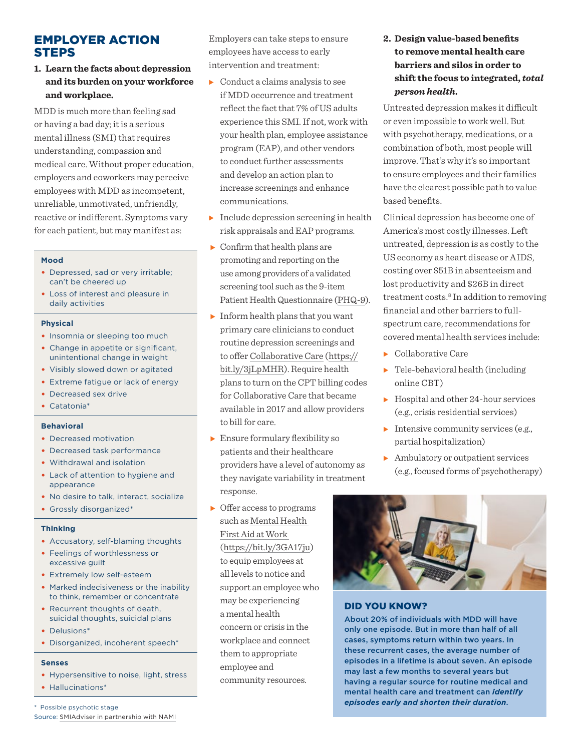## EMPLOYER ACTION STEPS

### 1. Learn the facts about depression and its burden on your workforce and workplace.

MDD is much more than feeling sad or having a bad day; it is a serious mental illness (SMI) that requires understanding, compassion and medical care. Without proper education, employers and coworkers may perceive employees with MDD as incompetent, unreliable, unmotivated, unfriendly, reactive or indifferent. Symptoms vary for each patient, but may manifest as:

**Mood**
- Depressed, sad or very irritable; can't be cheered up
- Loss of interest and pleasure in daily activities

**Physical**
- Insomnia or sleeping too much
- Change in appetite or significant, unintentional change in weight
- Visibly slowed down or agitated
- Extreme fatigue or lack of energy
- Decreased sex drive
- Catatonia*

**Behavioral**
- Decreased motivation
- Decreased task performance
- Withdrawal and isolation
- Lack of attention to hygiene and appearance
- No desire to talk, interact, socialize
- Grossly disorganized*

**Thinking**
- Accusatory, self-blaming thoughts
- Feelings of worthlessness or excessive guilt
- Extremely low self-esteem
- Marked indecisiveness or the inability to think, remember or concentrate
- Recurrent thoughts of death, suicidal thoughts, suicidal plans
- Delusions*
- Disorganized, incoherent speech*

**Senses**
- Hypersensitive to noise, light, stress
- Hallucinations*

\* Possible psychotic stage
Source: SMIAdviser in partnership with NAMI

Employers can take steps to ensure employees have access to early intervention and treatment:

- Conduct a claims analysis to see if MDD occurrence and treatment reflect the fact that 7% of US adults experience this SMI. If not, work with your health plan, employee assistance program (EAP), and other vendors to conduct further assessments and develop an action plan to increase screenings and enhance communications.
- Include depression screening in health risk appraisals and EAP programs.
- Confirm that health plans are promoting and reporting on the use among providers of a validated screening tool such as the 9-item Patient Health Questionnaire (PHQ-9).
- Inform health plans that you want primary care clinicians to conduct routine depression screenings and to offer Collaborative Care (https://bit.ly/3jLpMHR). Require health plans to turn on the CPT billing codes for Collaborative Care that became available in 2017 and allow providers to bill for care.
- Ensure formulary flexibility so patients and their healthcare providers have a level of autonomy as they navigate variability in treatment response.
- Offer access to programs such as Mental Health First Aid at Work (https://bit.ly/3GA17ju) to equip employees at all levels to notice and support an employee who may be experiencing a mental health concern or crisis in the workplace and connect them to appropriate employee and community resources.

### 2. Design value-based benefits to remove mental health care barriers and silos in order to shift the focus to integrated, *total person health.*

Untreated depression makes it difficult or even impossible to work well. But with psychotherapy, medications, or a combination of both, most people will improve. That's why it's so important to ensure employees and their families have the clearest possible path to value-based benefits.

Clinical depression has become one of America's most costly illnesses. Left untreated, depression is as costly to the US economy as heart disease or AIDS, costing over $51B in absenteeism and lost productivity and $26B in direct treatment costs.[8] In addition to removing financial and other barriers to full-spectrum care, recommendations for covered mental health services include:

- Collaborative Care
- Tele-behavioral health (including online CBT)
- Hospital and other 24-hour services (e.g., crisis residential services)
- Intensive community services (e.g., partial hospitalization)
- Ambulatory or outpatient services (e.g., focused forms of psychotherapy)

**DID YOU KNOW?**

About 20% of individuals with MDD will have only one episode. But in more than half of all cases, symptoms return within two years. In these recurrent cases, the average number of episodes in a lifetime is about seven. An episode may last a few months to several years but having a regular source for routine medical and mental health care and treatment can ***identify episodes early and shorten their duration***.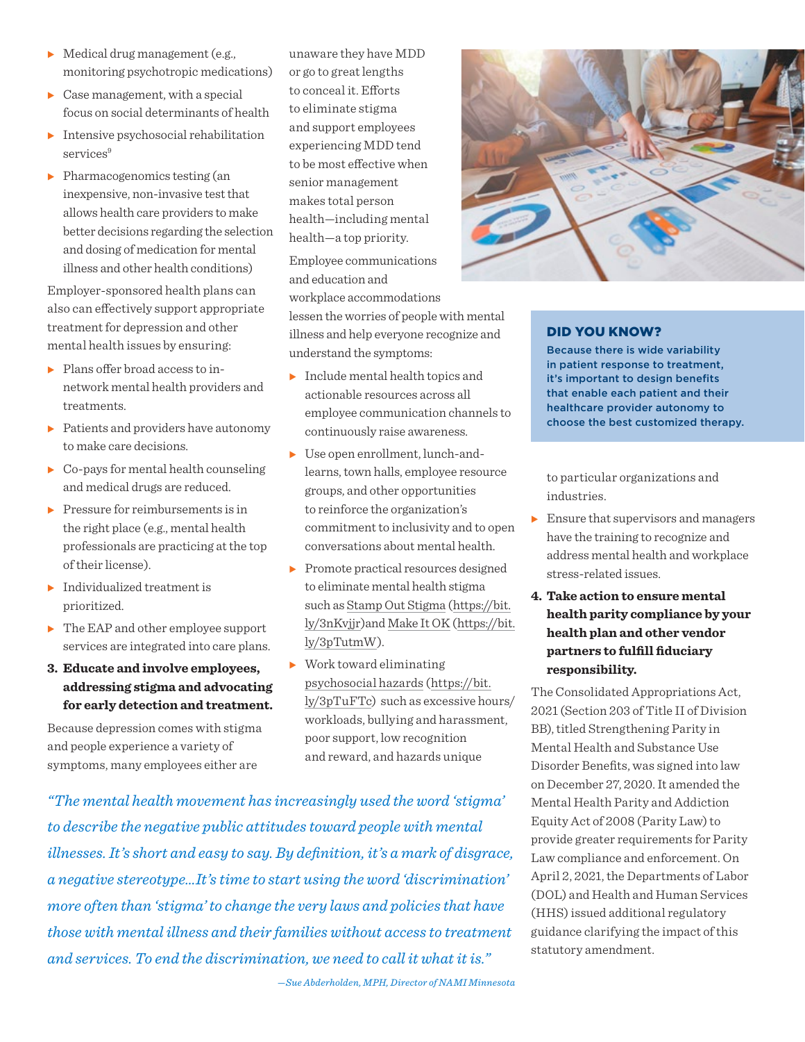- Medical drug management (e.g., monitoring psychotropic medications)
- Case management, with a special focus on social determinants of health
- Intensive psychosocial rehabilitation services[9]
- Pharmacogenomics testing (an inexpensive, non-invasive test that allows health care providers to make better decisions regarding the selection and dosing of medication for mental illness and other health conditions)

Employer-sponsored health plans can also can effectively support appropriate treatment for depression and other mental health issues by ensuring:

- Plans offer broad access to in-network mental health providers and treatments.
- Patients and providers have autonomy to make care decisions.
- Co-pays for mental health counseling and medical drugs are reduced.
- Pressure for reimbursements is in the right place (e.g., mental health professionals are practicing at the top of their license).
- Individualized treatment is prioritized.
- The EAP and other employee support services are integrated into care plans.

**3. Educate and involve employees, addressing stigma and advocating for early detection and treatment.**

Because depression comes with stigma and people experience a variety of symptoms, many employees either are unaware they have MDD or go to great lengths to conceal it. Efforts to eliminate stigma and support employees experiencing MDD tend to be most effective when senior management makes total person health—including mental health—a top priority.

Employee communications and education and workplace accommodations lessen the worries of people with mental illness and help everyone recognize and understand the symptoms:

- Include mental health topics and actionable resources across all employee communication channels to continuously raise awareness.
- Use open enrollment, lunch-and-learns, town halls, employee resource groups, and other opportunities to reinforce the organization's commitment to inclusivity and to open conversations about mental health.
- Promote practical resources designed to eliminate mental health stigma such as Stamp Out Stigma (https://bit.ly/3nKvjjr)and Make It OK (https://bit.ly/3pTutmW).
- Work toward eliminating psychosocial hazards (https://bit.ly/3pTuFTc) such as excessive hours/workloads, bullying and harassment, poor support, low recognition and reward, and hazards unique to particular organizations and industries.
- Ensure that supervisors and managers have the training to recognize and address mental health and workplace stress-related issues.

*"The mental health movement has increasingly used the word 'stigma' to describe the negative public attitudes toward people with mental illnesses. It's short and easy to say. By definition, it's a mark of disgrace, a negative stereotype...It's time to start using the word 'discrimination' more often than 'stigma' to change the very laws and policies that have those with mental illness and their families without access to treatment and services. To end the discrimination, we need to call it what it is."*

*—Sue Abderholden, MPH, Director of NAMI Minnesota*

**DID YOU KNOW?**

**Because there is wide variability in patient response to treatment, it's important to design benefits that enable each patient and their healthcare provider autonomy to choose the best customized therapy.**

**4. Take action to ensure mental health parity compliance by your health plan and other vendor partners to fulfill fiduciary responsibility.**

The Consolidated Appropriations Act, 2021 (Section 203 of Title II of Division BB), titled Strengthening Parity in Mental Health and Substance Use Disorder Benefits, was signed into law on December 27, 2020. It amended the Mental Health Parity and Addiction Equity Act of 2008 (Parity Law) to provide greater requirements for Parity Law compliance and enforcement. On April 2, 2021, the Departments of Labor (DOL) and Health and Human Services (HHS) issued additional regulatory guidance clarifying the impact of this statutory amendment.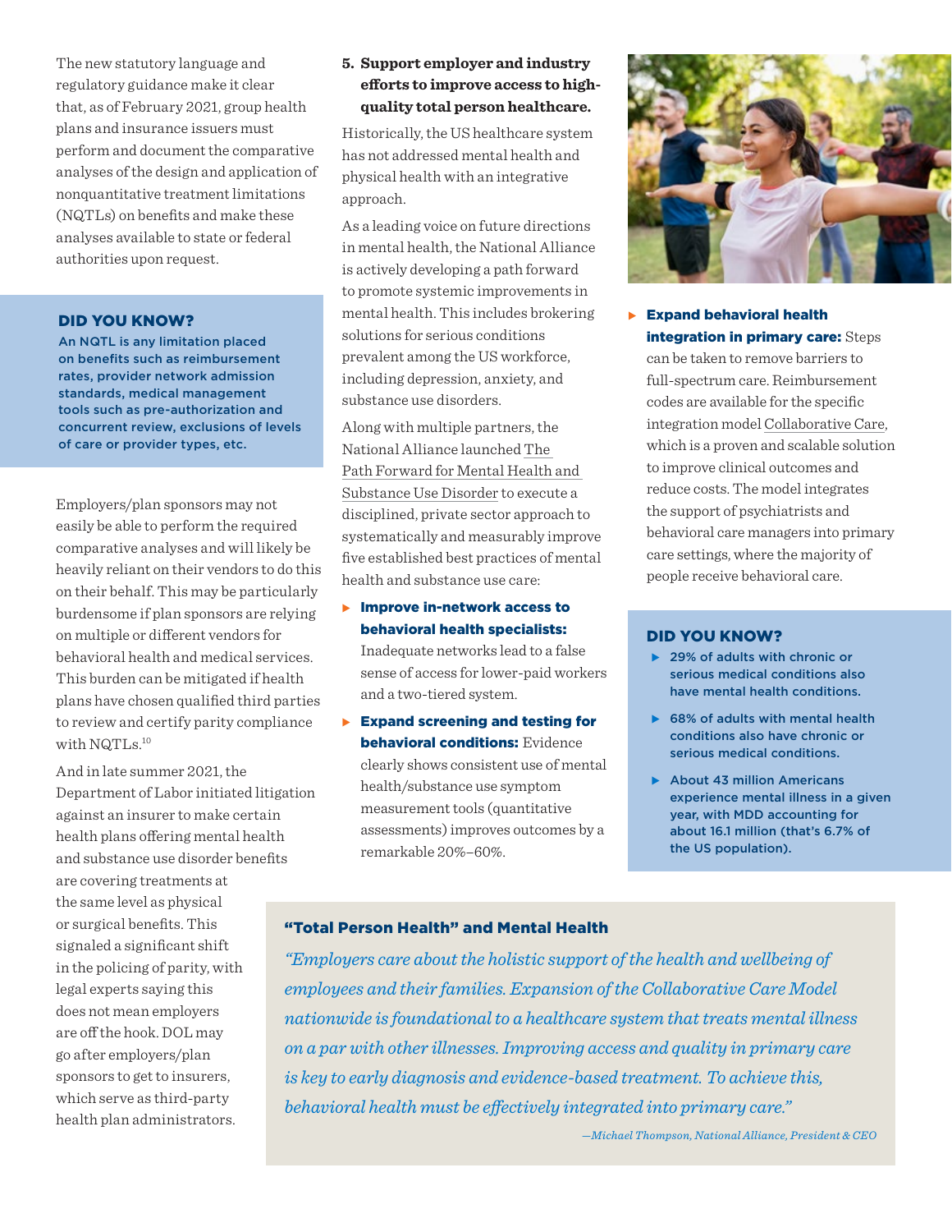The new statutory language and regulatory guidance make it clear that, as of February 2021, group health plans and insurance issuers must perform and document the comparative analyses of the design and application of nonquantitative treatment limitations (NQTLs) on benefits and make these analyses available to state or federal authorities upon request.

### DID YOU KNOW?

**An NQTL is any limitation placed on benefits such as reimbursement rates, provider network admission standards, medical management tools such as pre-authorization and concurrent review, exclusions of levels of care or provider types, etc.**

Employers/plan sponsors may not easily be able to perform the required comparative analyses and will likely be heavily reliant on their vendors to do this on their behalf. This may be particularly burdensome if plan sponsors are relying on multiple or different vendors for behavioral health and medical services. This burden can be mitigated if health plans have chosen qualified third parties to review and certify parity compliance with NQTLs.[10]

And in late summer 2021, the Department of Labor initiated litigation against an insurer to make certain health plans offering mental health and substance use disorder benefits are covering treatments at the same level as physical or surgical benefits. This signaled a significant shift in the policing of parity, with legal experts saying this does not mean employers are off the hook. DOL may go after employers/plan sponsors to get to insurers, which serve as third-party health plan administrators.

**5. Support employer and industry efforts to improve access to high-quality total person healthcare.**

Historically, the US healthcare system has not addressed mental health and physical health with an integrative approach.

As a leading voice on future directions in mental health, the National Alliance is actively developing a path forward to promote systemic improvements in mental health. This includes brokering solutions for serious conditions prevalent among the US workforce, including depression, anxiety, and substance use disorders.

Along with multiple partners, the National Alliance launched The Path Forward for Mental Health and Substance Use Disorder to execute a disciplined, private sector approach to systematically and measurably improve five established best practices of mental health and substance use care:

- **Improve in-network access to behavioral health specialists:** Inadequate networks lead to a false sense of access for lower-paid workers and a two-tiered system.
- **Expand screening and testing for behavioral conditions:** Evidence clearly shows consistent use of mental health/substance use symptom measurement tools (quantitative assessments) improves outcomes by a remarkable 20%–60%.
- **Expand behavioral health integration in primary care:** Steps can be taken to remove barriers to full-spectrum care. Reimbursement codes are available for the specific integration model Collaborative Care, which is a proven and scalable solution to improve clinical outcomes and reduce costs. The model integrates the support of psychiatrists and behavioral care managers into primary care settings, where the majority of people receive behavioral care.

### DID YOU KNOW?

- **29% of adults with chronic or serious medical conditions also have mental health conditions.**
- **68% of adults with mental health conditions also have chronic or serious medical conditions.**
- **About 43 million Americans experience mental illness in a given year, with MDD accounting for about 16.1 million (that's 6.7% of the US population).**

### "Total Person Health" and Mental Health

*"Employers care about the holistic support of the health and wellbeing of employees and their families. Expansion of the Collaborative Care Model nationwide is foundational to a healthcare system that treats mental illness on a par with other illnesses. Improving access and quality in primary care is key to early diagnosis and evidence-based treatment. To achieve this, behavioral health must be effectively integrated into primary care."*

*—Michael Thompson, National Alliance, President & CEO*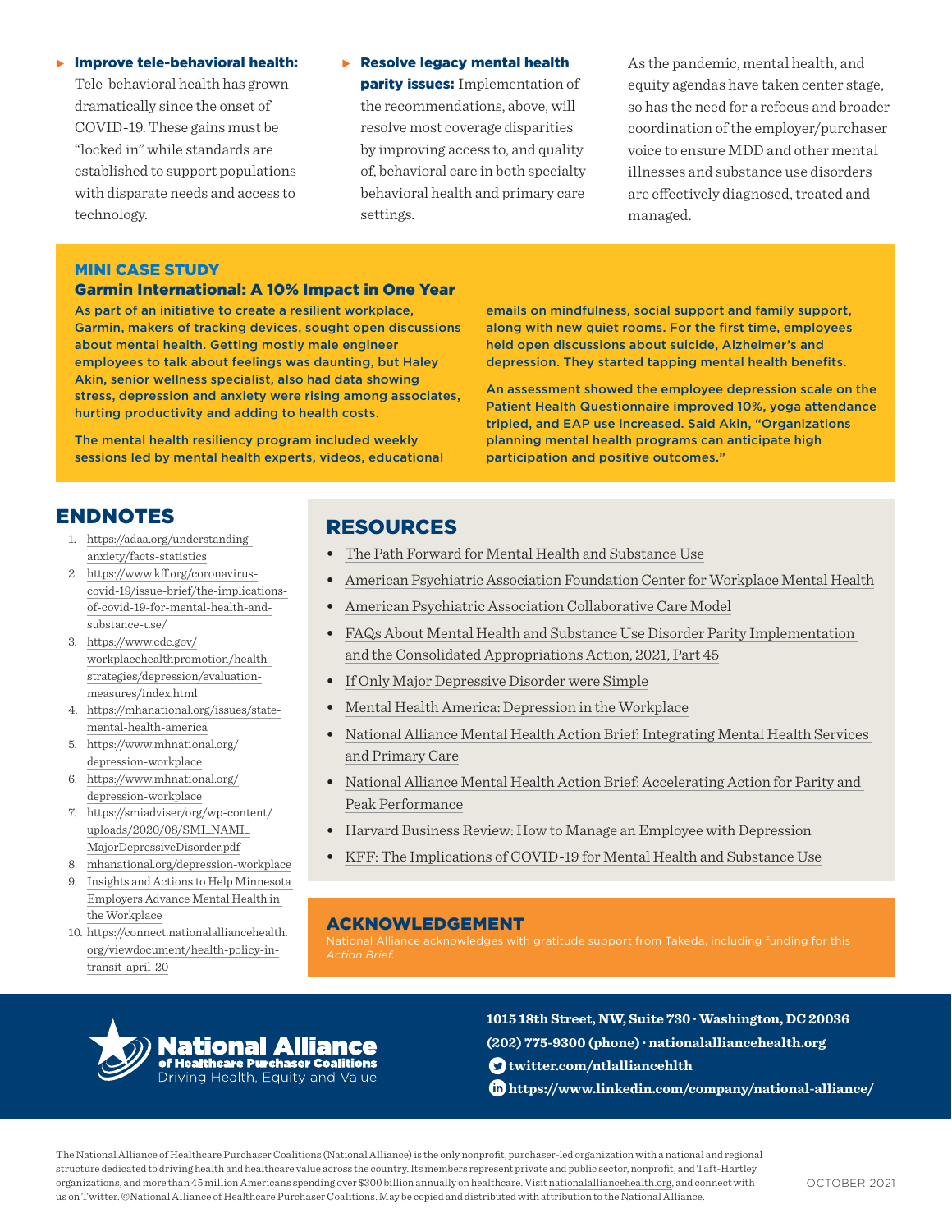- **Improve tele-behavioral health:** Tele-behavioral health has grown dramatically since the onset of COVID-19. These gains must be "locked in" while standards are established to support populations with disparate needs and access to technology.
- **Resolve legacy mental health parity issues:** Implementation of the recommendations, above, will resolve most coverage disparities by improving access to, and quality of, behavioral care in both specialty behavioral health and primary care settings.

As the pandemic, mental health, and equity agendas have taken center stage, so has the need for a refocus and broader coordination of the employer/purchaser voice to ensure MDD and other mental illnesses and substance use disorders are effectively diagnosed, treated and managed.

### MINI CASE STUDY

### Garmin International: A 10% Impact in One Year

As part of an initiative to create a resilient workplace, Garmin, makers of tracking devices, sought open discussions about mental health. Getting mostly male engineer employees to talk about feelings was daunting, but Haley Akin, senior wellness specialist, also had data showing stress, depression and anxiety were rising among associates, hurting productivity and adding to health costs.

The mental health resiliency program included weekly sessions led by mental health experts, videos, educational emails on mindfulness, social support and family support, along with new quiet rooms. For the first time, employees held open discussions about suicide, Alzheimer's and depression. They started tapping mental health benefits.

An assessment showed the employee depression scale on the Patient Health Questionnaire improved 10%, yoga attendance tripled, and EAP use increased. Said Akin, "Organizations planning mental health programs can anticipate high participation and positive outcomes."

## ENDNOTES

1. https://adaa.org/understanding-anxiety/facts-statistics
2. https://www.kff.org/coronavirus-covid-19/issue-brief/the-implications-of-covid-19-for-mental-health-and-substance-use/
3. https://www.cdc.gov/workplacehealthpromotion/health-strategies/depression/evaluation-measures/index.html
4. https://mhanational.org/issues/state-mental-health-america
5. https://www.mhnational.org/depression-workplace
6. https://www.mhnational.org/depression-workplace
7. https://smiadviser/org/wp-content/uploads/2020/08/SMI_NAMI_MajorDepressiveDisorder.pdf
8. mhanational.org/depression-workplace
9. Insights and Actions to Help Minnesota Employers Advance Mental Health in the Workplace
10. https://connect.nationalalliancehealth.org/viewdocument/health-policy-in-transit-april-20

## RESOURCES

- The Path Forward for Mental Health and Substance Use
- American Psychiatric Association Foundation Center for Workplace Mental Health
- American Psychiatric Association Collaborative Care Model
- FAQs About Mental Health and Substance Use Disorder Parity Implementation and the Consolidated Appropriations Action, 2021, Part 45
- If Only Major Depressive Disorder were Simple
- Mental Health America: Depression in the Workplace
- National Alliance Mental Health Action Brief: Integrating Mental Health Services and Primary Care
- National Alliance Mental Health Action Brief: Accelerating Action for Parity and Peak Performance
- Harvard Business Review: How to Manage an Employee with Depression
- KFF: The Implications of COVID-19 for Mental Health and Substance Use

## ACKNOWLEDGEMENT

National Alliance acknowledges with gratitude support from Takeda, including funding for this *Action Brief.*

**National Alliance of Healthcare Purchaser Coalitions**
Driving Health, Equity and Value

**1015 18th Street, NW, Suite 730 · Washington, DC 20036**
**(202) 775-9300 (phone) · nationalalliancehealth.org**
**twitter.com/ntlalliancehlth**
**https://www.linkedin.com/company/national-alliance/**

The National Alliance of Healthcare Purchaser Coalitions (National Alliance) is the only nonprofit, purchaser-led organization with a national and regional structure dedicated to driving health and healthcare value across the country. Its members represent private and public sector, nonprofit, and Taft-Hartley organizations, and more than 45 million Americans spending over $300 billion annually on healthcare. Visit nationalalliancehealth.org, and connect with us on Twitter. ©National Alliance of Healthcare Purchaser Coalitions. May be copied and distributed with attribution to the National Alliance.

OCTOBER 2021